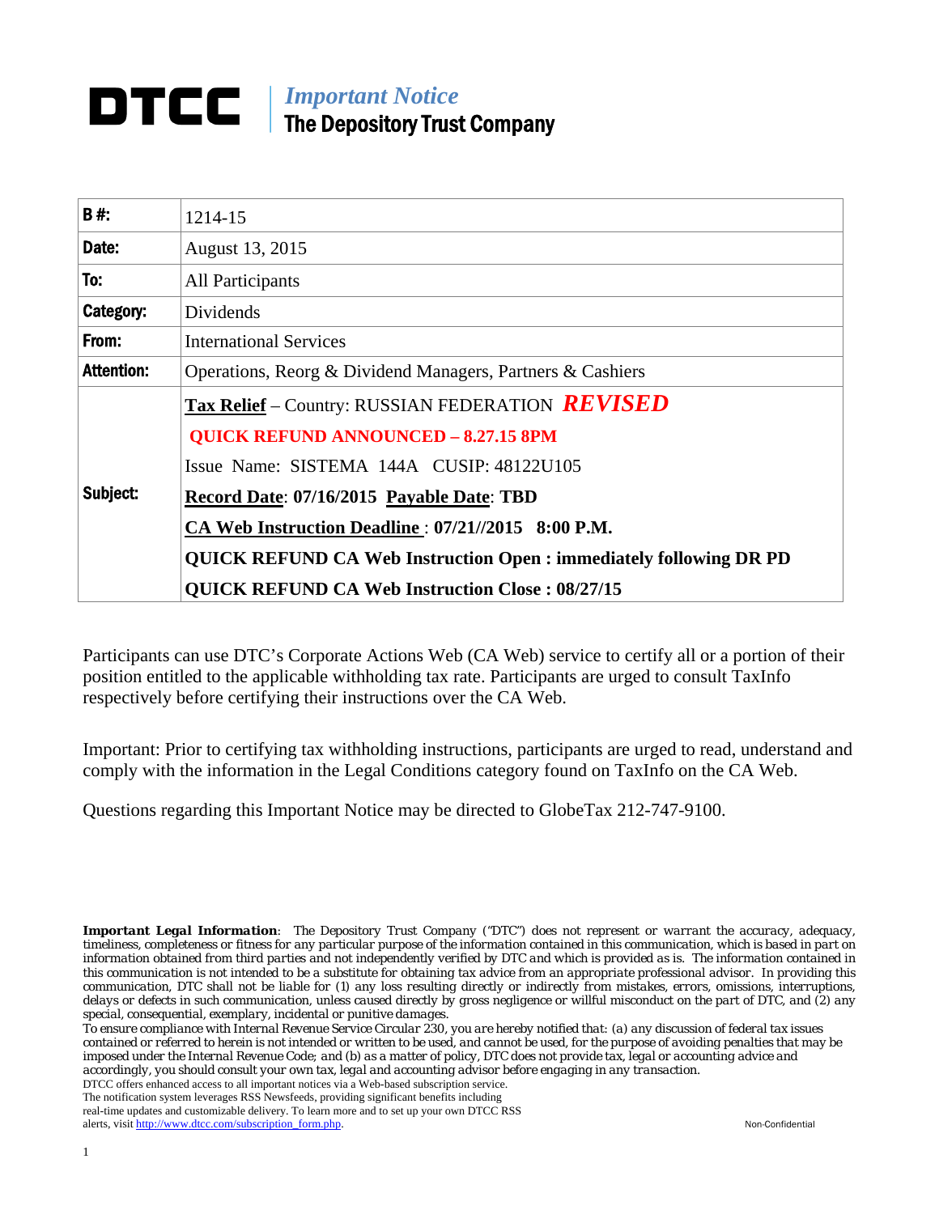# DTCC

*Important Notice*
**The Depository Trust Company**

| **B #:** | 1214-15 |
|---|---|
| **Date:** | August 13, 2015 |
| **To:** | All Participants |
| **Category:** | Dividends |
| **From:** | International Services |
| **Attention:** | Operations, Reorg & Dividend Managers, Partners & Cashiers |
| **Subject:** | **Tax Relief** – Country: RUSSIAN FEDERATION ***REVISED*** <br> **QUICK REFUND ANNOUNCED – 8.27.15 8PM** <br> Issue Name: SISTEMA 144A CUSIP: 48122U105 <br> **Record Date**: **07/16/2015** **Payable Date**: **TBD** <br> **CA Web Instruction Deadline** : **07/21//2015 8:00 P.M.** <br> **QUICK REFUND CA Web Instruction Open : immediately following DR PD** <br> **QUICK REFUND CA Web Instruction Close : 08/27/15** |

Participants can use DTC's Corporate Actions Web (CA Web) service to certify all or a portion of their position entitled to the applicable withholding tax rate. Participants are urged to consult TaxInfo respectively before certifying their instructions over the CA Web.

Important: Prior to certifying tax withholding instructions, participants are urged to read, understand and comply with the information in the Legal Conditions category found on TaxInfo on the CA Web.

Questions regarding this Important Notice may be directed to GlobeTax 212-747-9100.

***Important Legal Information***: The Depository Trust Company ("DTC") does not represent or warrant the accuracy, adequacy, timeliness, completeness or fitness for any particular purpose of the information contained in this communication, which is based in part on information obtained from third parties and not independently verified by DTC and which is provided as is. The information contained in this communication is not intended to be a substitute for obtaining tax advice from an appropriate professional advisor. In providing this communication, DTC shall not be liable for (1) any loss resulting directly or indirectly from mistakes, errors, omissions, interruptions, delays or defects in such communication, unless caused directly by gross negligence or willful misconduct on the part of DTC, and (2) any special, consequential, exemplary, incidental or punitive damages.

To ensure compliance with Internal Revenue Service Circular 230, you are hereby notified that: (a) any discussion of federal tax issues contained or referred to herein is not intended or written to be used, and cannot be used, for the purpose of avoiding penalties that may be imposed under the Internal Revenue Code; and (b) as a matter of policy, DTC does not provide tax, legal or accounting advice and accordingly, you should consult your own tax, legal and accounting advisor before engaging in any transaction.

DTCC offers enhanced access to all important notices via a Web-based subscription service. The notification system leverages RSS Newsfeeds, providing significant benefits including real-time updates and customizable delivery. To learn more and to set up your own DTCC RSS alerts, visit http://www.dtcc.com/subscription_form.php.

Non-Confidential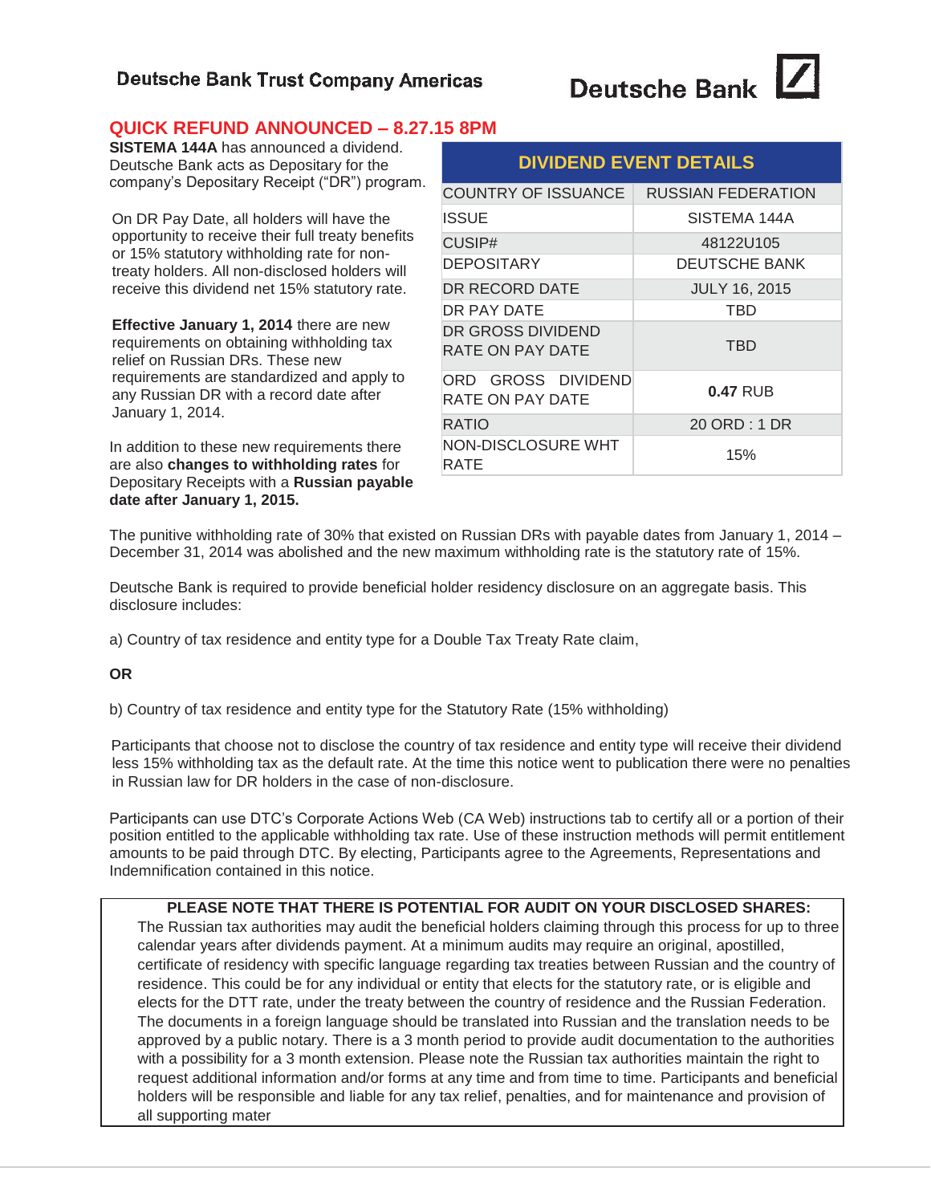Deutsche Bank Trust Company Americas

Deutsche Bank

## QUICK REFUND ANNOUNCED – 8.27.15 8PM

**SISTEMA 144A** has announced a dividend. Deutsche Bank acts as Depositary for the company's Depositary Receipt ("DR") program.

On DR Pay Date, all holders will have the opportunity to receive their full treaty benefits or 15% statutory withholding rate for non-treaty holders. All non-disclosed holders will receive this dividend net 15% statutory rate.

**Effective January 1, 2014** there are new requirements on obtaining withholding tax relief on Russian DRs. These new requirements are standardized and apply to any Russian DR with a record date after January 1, 2014.

In addition to these new requirements there are also **changes to withholding rates** for Depositary Receipts with a **Russian payable date after January 1, 2015.**

| DIVIDEND EVENT DETAILS | |
|---|---|
| COUNTRY OF ISSUANCE | RUSSIAN FEDERATION |
| ISSUE | SISTEMA 144A |
| CUSIP# | 48122U105 |
| DEPOSITARY | DEUTSCHE BANK |
| DR RECORD DATE | JULY 16, 2015 |
| DR PAY DATE | TBD |
| DR GROSS DIVIDEND RATE ON PAY DATE | TBD |
| ORD GROSS DIVIDEND RATE ON PAY DATE | **0.47** RUB |
| RATIO | 20 ORD : 1 DR |
| NON-DISCLOSURE WHT RATE | 15% |

The punitive withholding rate of 30% that existed on Russian DRs with payable dates from January 1, 2014 – December 31, 2014 was abolished and the new maximum withholding rate is the statutory rate of 15%.

Deutsche Bank is required to provide beneficial holder residency disclosure on an aggregate basis. This disclosure includes:

a) Country of tax residence and entity type for a Double Tax Treaty Rate claim,

**OR**

b) Country of tax residence and entity type for the Statutory Rate (15% withholding)

Participants that choose not to disclose the country of tax residence and entity type will receive their dividend less 15% withholding tax as the default rate. At the time this notice went to publication there were no penalties in Russian law for DR holders in the case of non-disclosure.

Participants can use DTC's Corporate Actions Web (CA Web) instructions tab to certify all or a portion of their position entitled to the applicable withholding tax rate. Use of these instruction methods will permit entitlement amounts to be paid through DTC. By electing, Participants agree to the Agreements, Representations and Indemnification contained in this notice.

**PLEASE NOTE THAT THERE IS POTENTIAL FOR AUDIT ON YOUR DISCLOSED SHARES:** The Russian tax authorities may audit the beneficial holders claiming through this process for up to three calendar years after dividends payment. At a minimum audits may require an original, apostilled, certificate of residency with specific language regarding tax treaties between Russian and the country of residence. This could be for any individual or entity that elects for the statutory rate, or is eligible and elects for the DTT rate, under the treaty between the country of residence and the Russian Federation. The documents in a foreign language should be translated into Russian and the translation needs to be approved by a public notary. There is a 3 month period to provide audit documentation to the authorities with a possibility for a 3 month extension. Please note the Russian tax authorities maintain the right to request additional information and/or forms at any time and from time to time. Participants and beneficial holders will be responsible and liable for any tax relief, penalties, and for maintenance and provision of all supporting mater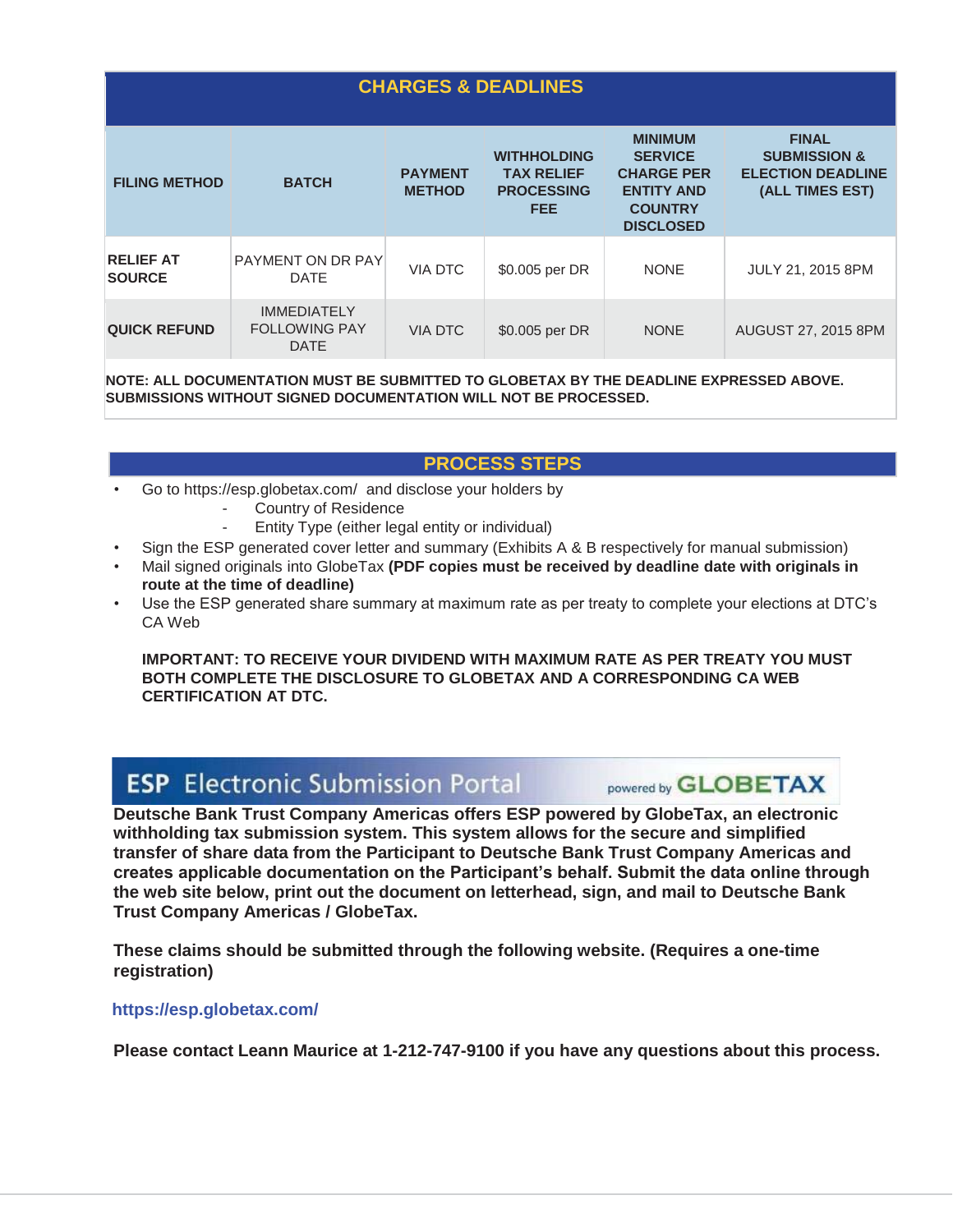## CHARGES & DEADLINES

| FILING METHOD | BATCH | PAYMENT METHOD | WITHHOLDING TAX RELIEF PROCESSING FEE | MINIMUM SERVICE CHARGE PER ENTITY AND COUNTRY DISCLOSED | FINAL SUBMISSION & ELECTION DEADLINE (ALL TIMES EST) |
|---|---|---|---|---|---|
| RELIEF AT SOURCE | PAYMENT ON DR PAY DATE | VIA DTC | $0.005 per DR | NONE | JULY 21, 2015 8PM |
| QUICK REFUND | IMMEDIATELY FOLLOWING PAY DATE | VIA DTC | $0.005 per DR | NONE | AUGUST 27, 2015 8PM |

**NOTE: ALL DOCUMENTATION MUST BE SUBMITTED TO GLOBETAX BY THE DEADLINE EXPRESSED ABOVE. SUBMISSIONS WITHOUT SIGNED DOCUMENTATION WILL NOT BE PROCESSED.**

## PROCESS STEPS

- Go to https://esp.globetax.com/ and disclose your holders by
  - Country of Residence
  - Entity Type (either legal entity or individual)
- Sign the ESP generated cover letter and summary (Exhibits A & B respectively for manual submission)
- Mail signed originals into GlobeTax **(PDF copies must be received by deadline date with originals in route at the time of deadline)**
- Use the ESP generated share summary at maximum rate as per treaty to complete your elections at DTC's CA Web

**IMPORTANT: TO RECEIVE YOUR DIVIDEND WITH MAXIMUM RATE AS PER TREATY YOU MUST BOTH COMPLETE THE DISCLOSURE TO GLOBETAX AND A CORRESPONDING CA WEB CERTIFICATION AT DTC.**

## ESP Electronic Submission Portal powered by GLOBETAX

**Deutsche Bank Trust Company Americas offers ESP powered by GlobeTax, an electronic withholding tax submission system. This system allows for the secure and simplified transfer of share data from the Participant to Deutsche Bank Trust Company Americas and creates applicable documentation on the Participant's behalf. Submit the data online through the web site below, print out the document on letterhead, sign, and mail to Deutsche Bank Trust Company Americas / GlobeTax.**

**These claims should be submitted through the following website. (Requires a one-time registration)**

**https://esp.globetax.com/**

**Please contact Leann Maurice at 1-212-747-9100 if you have any questions about this process.**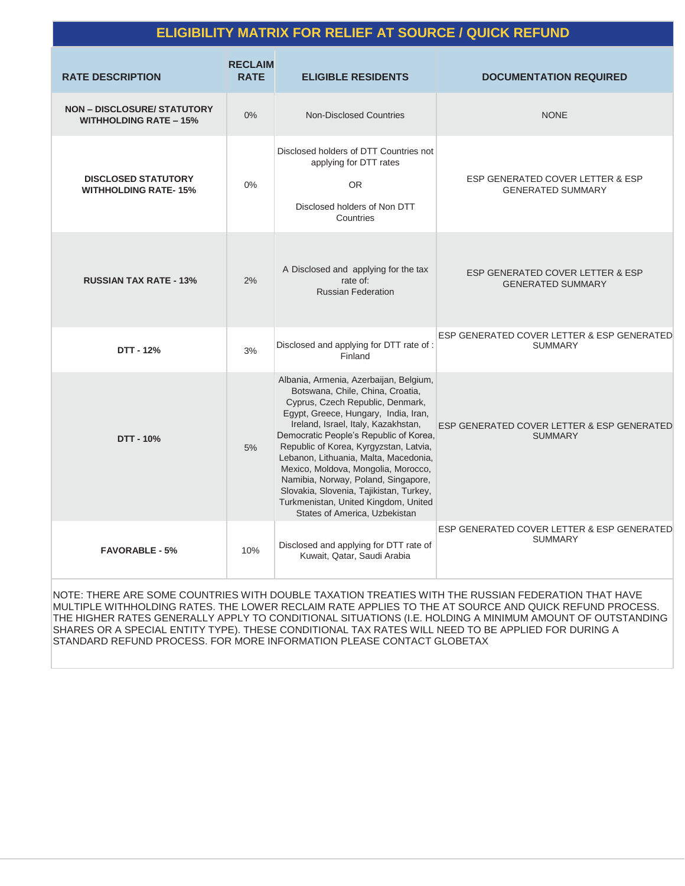## ELIGIBILITY MATRIX FOR RELIEF AT SOURCE / QUICK REFUND

| RATE DESCRIPTION | RECLAIM RATE | ELIGIBLE RESIDENTS | DOCUMENTATION REQUIRED |
|---|---|---|---|
| **NON – DISCLOSURE/ STATUTORY WITHHOLDING RATE – 15%** | 0% | Non-Disclosed Countries | NONE |
| **DISCLOSED STATUTORY WITHHOLDING RATE- 15%** | 0% | Disclosed holders of DTT Countries not applying for DTT rates<br><br>OR<br><br>Disclosed holders of Non DTT Countries | ESP GENERATED COVER LETTER & ESP GENERATED SUMMARY |
| **RUSSIAN TAX RATE - 13%** | 2% | A Disclosed and applying for the tax rate of:<br>Russian Federation | ESP GENERATED COVER LETTER & ESP GENERATED SUMMARY |
| **DTT - 12%** | 3% | Disclosed and applying for DTT rate of : Finland | ESP GENERATED COVER LETTER & ESP GENERATED SUMMARY |
| **DTT - 10%** | 5% | Albania, Armenia, Azerbaijan, Belgium, Botswana, Chile, China, Croatia, Cyprus, Czech Republic, Denmark, Egypt, Greece, Hungary, India, Iran, Ireland, Israel, Italy, Kazakhstan, Democratic People's Republic of Korea, Republic of Korea, Kyrgyzstan, Latvia, Lebanon, Lithuania, Malta, Macedonia, Mexico, Moldova, Mongolia, Morocco, Namibia, Norway, Poland, Singapore, Slovakia, Slovenia, Tajikistan, Turkey, Turkmenistan, United Kingdom, United States of America, Uzbekistan | ESP GENERATED COVER LETTER & ESP GENERATED SUMMARY |
| **FAVORABLE - 5%** | 10% | Disclosed and applying for DTT rate of Kuwait, Qatar, Saudi Arabia | ESP GENERATED COVER LETTER & ESP GENERATED SUMMARY |

NOTE: THERE ARE SOME COUNTRIES WITH DOUBLE TAXATION TREATIES WITH THE RUSSIAN FEDERATION THAT HAVE MULTIPLE WITHHOLDING RATES. THE LOWER RECLAIM RATE APPLIES TO THE AT SOURCE AND QUICK REFUND PROCESS. THE HIGHER RATES GENERALLY APPLY TO CONDITIONAL SITUATIONS (I.E. HOLDING A MINIMUM AMOUNT OF OUTSTANDING SHARES OR A SPECIAL ENTITY TYPE). THESE CONDITIONAL TAX RATES WILL NEED TO BE APPLIED FOR DURING A STANDARD REFUND PROCESS. FOR MORE INFORMATION PLEASE CONTACT GLOBETAX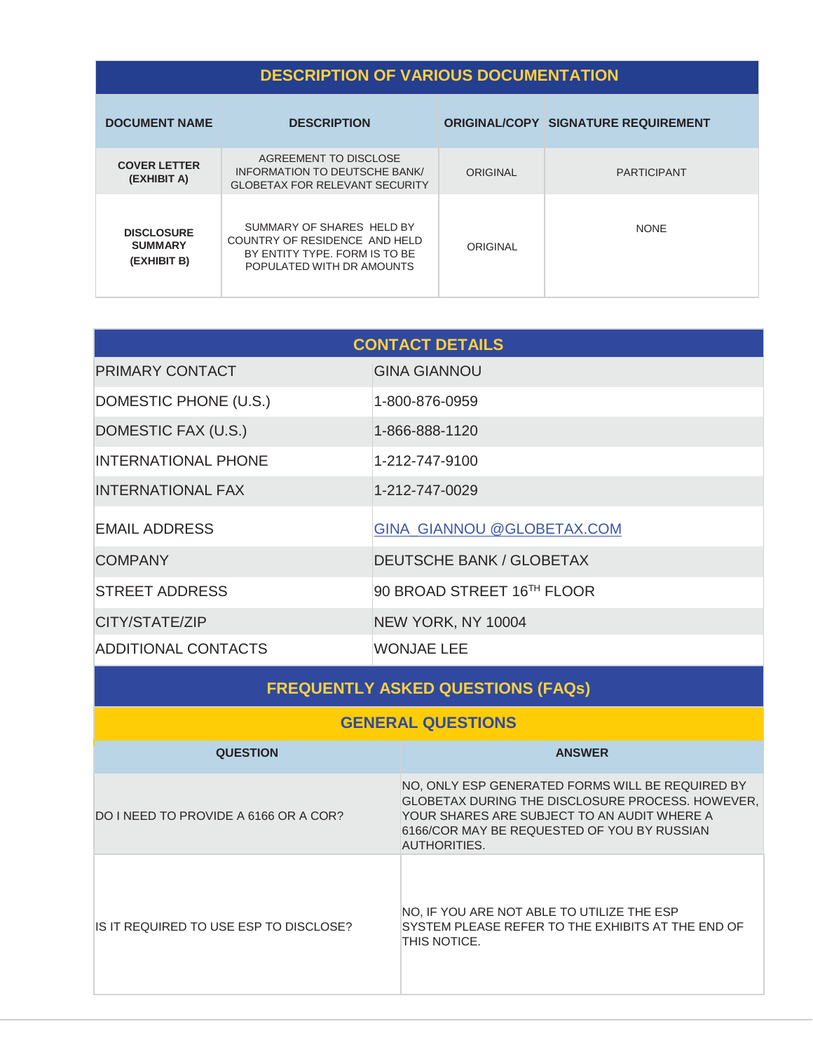## DESCRIPTION OF VARIOUS DOCUMENTATION

| DOCUMENT NAME | DESCRIPTION | ORIGINAL/COPY | SIGNATURE REQUIREMENT |
|---|---|---|---|
| **COVER LETTER (EXHIBIT A)** | AGREEMENT TO DISCLOSE INFORMATION TO DEUTSCHE BANK/ GLOBETAX FOR RELEVANT SECURITY | ORIGINAL | PARTICIPANT |
| **DISCLOSURE SUMMARY (EXHIBIT B)** | SUMMARY OF SHARES HELD BY COUNTRY OF RESIDENCE AND HELD BY ENTITY TYPE. FORM IS TO BE POPULATED WITH DR AMOUNTS | ORIGINAL | NONE |

## CONTACT DETAILS

| | |
|---|---|
| PRIMARY CONTACT | GINA GIANNOU |
| DOMESTIC PHONE (U.S.) | 1-800-876-0959 |
| DOMESTIC FAX (U.S.) | 1-866-888-1120 |
| INTERNATIONAL PHONE | 1-212-747-9100 |
| INTERNATIONAL FAX | 1-212-747-0029 |
| EMAIL ADDRESS | GINA_GIANNOU @GLOBETAX.COM |
| COMPANY | DEUTSCHE BANK / GLOBETAX |
| STREET ADDRESS | 90 BROAD STREET 16TH FLOOR |
| CITY/STATE/ZIP | NEW YORK, NY 10004 |
| ADDITIONAL CONTACTS | WONJAE LEE |

## FREQUENTLY ASKED QUESTIONS (FAQs)

### GENERAL QUESTIONS

| QUESTION | ANSWER |
|---|---|
| DO I NEED TO PROVIDE A 6166 OR A COR? | NO, ONLY ESP GENERATED FORMS WILL BE REQUIRED BY GLOBETAX DURING THE DISCLOSURE PROCESS. HOWEVER, YOUR SHARES ARE SUBJECT TO AN AUDIT WHERE A 6166/COR MAY BE REQUESTED OF YOU BY RUSSIAN AUTHORITIES. |
| IS IT REQUIRED TO USE ESP TO DISCLOSE? | NO, IF YOU ARE NOT ABLE TO UTILIZE THE ESP SYSTEM PLEASE REFER TO THE EXHIBITS AT THE END OF THIS NOTICE. |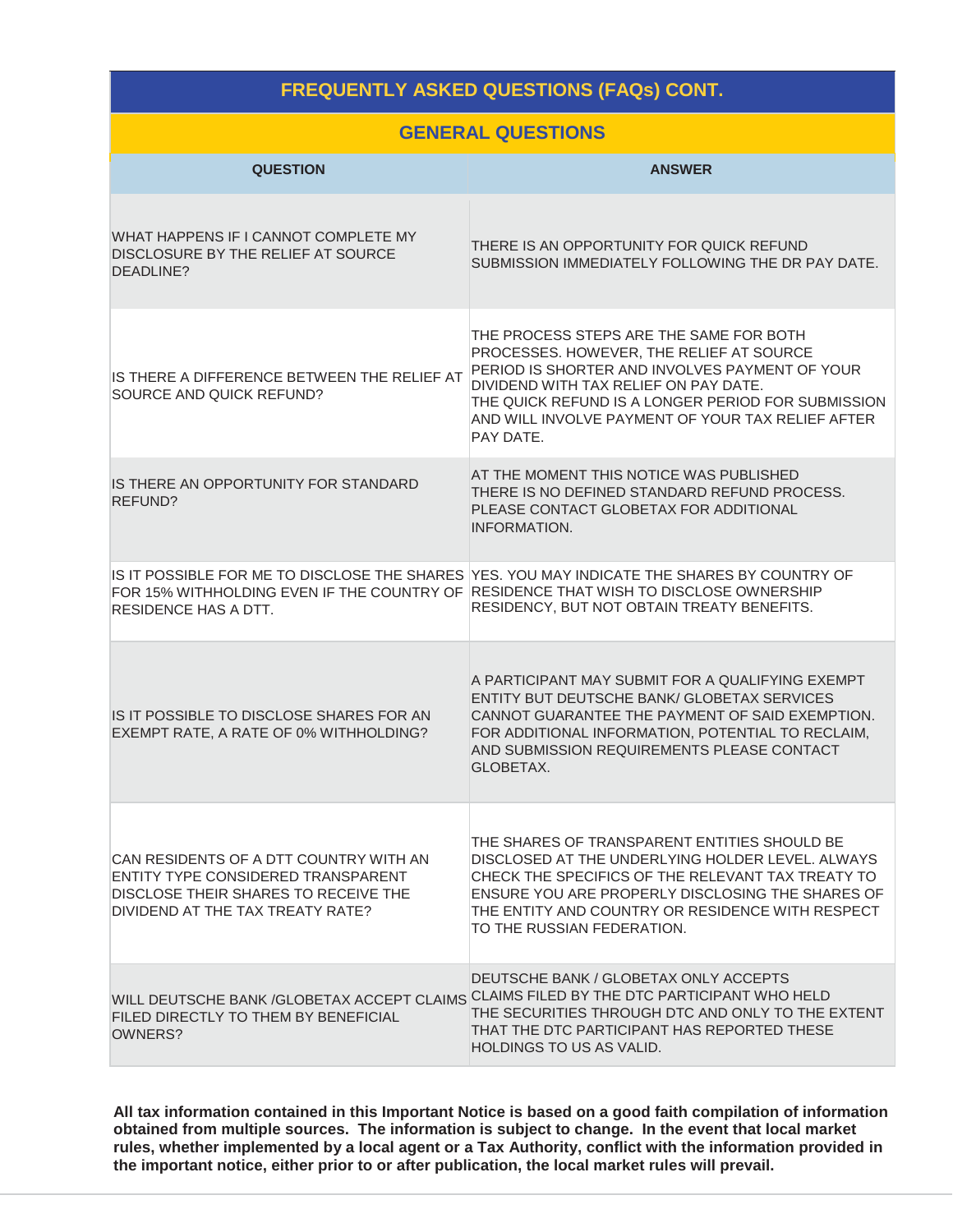## FREQUENTLY ASKED QUESTIONS (FAQs) CONT.

### GENERAL QUESTIONS

| QUESTION | ANSWER |
|---|---|
| WHAT HAPPENS IF I CANNOT COMPLETE MY DISCLOSURE BY THE RELIEF AT SOURCE DEADLINE? | THERE IS AN OPPORTUNITY FOR QUICK REFUND SUBMISSION IMMEDIATELY FOLLOWING THE DR PAY DATE. |
| IS THERE A DIFFERENCE BETWEEN THE RELIEF AT SOURCE AND QUICK REFUND? | THE PROCESS STEPS ARE THE SAME FOR BOTH PROCESSES. HOWEVER, THE RELIEF AT SOURCE PERIOD IS SHORTER AND INVOLVES PAYMENT OF YOUR DIVIDEND WITH TAX RELIEF ON PAY DATE. THE QUICK REFUND IS A LONGER PERIOD FOR SUBMISSION AND WILL INVOLVE PAYMENT OF YOUR TAX RELIEF AFTER PAY DATE. |
| IS THERE AN OPPORTUNITY FOR STANDARD REFUND? | AT THE MOMENT THIS NOTICE WAS PUBLISHED THERE IS NO DEFINED STANDARD REFUND PROCESS. PLEASE CONTACT GLOBETAX FOR ADDITIONAL INFORMATION. |
| IS IT POSSIBLE FOR ME TO DISCLOSE THE SHARES FOR 15% WITHHOLDING EVEN IF THE COUNTRY OF RESIDENCE HAS A DTT. | YES. YOU MAY INDICATE THE SHARES BY COUNTRY OF RESIDENCE THAT WISH TO DISCLOSE OWNERSHIP RESIDENCY, BUT NOT OBTAIN TREATY BENEFITS. |
| IS IT POSSIBLE TO DISCLOSE SHARES FOR AN EXEMPT RATE, A RATE OF 0% WITHHOLDING? | A PARTICIPANT MAY SUBMIT FOR A QUALIFYING EXEMPT ENTITY BUT DEUTSCHE BANK/ GLOBETAX SERVICES CANNOT GUARANTEE THE PAYMENT OF SAID EXEMPTION. FOR ADDITIONAL INFORMATION, POTENTIAL TO RECLAIM, AND SUBMISSION REQUIREMENTS PLEASE CONTACT GLOBETAX. |
| CAN RESIDENTS OF A DTT COUNTRY WITH AN ENTITY TYPE CONSIDERED TRANSPARENT DISCLOSE THEIR SHARES TO RECEIVE THE DIVIDEND AT THE TAX TREATY RATE? | THE SHARES OF TRANSPARENT ENTITIES SHOULD BE DISCLOSED AT THE UNDERLYING HOLDER LEVEL. ALWAYS CHECK THE SPECIFICS OF THE RELEVANT TAX TREATY TO ENSURE YOU ARE PROPERLY DISCLOSING THE SHARES OF THE ENTITY AND COUNTRY OR RESIDENCE WITH RESPECT TO THE RUSSIAN FEDERATION. |
| WILL DEUTSCHE BANK /GLOBETAX ACCEPT CLAIMS FILED DIRECTLY TO THEM BY BENEFICIAL OWNERS? | DEUTSCHE BANK / GLOBETAX ONLY ACCEPTS CLAIMS FILED BY THE DTC PARTICIPANT WHO HELD THE SECURITIES THROUGH DTC AND ONLY TO THE EXTENT THAT THE DTC PARTICIPANT HAS REPORTED THESE HOLDINGS TO US AS VALID. |

**All tax information contained in this Important Notice is based on a good faith compilation of information obtained from multiple sources. The information is subject to change. In the event that local market rules, whether implemented by a local agent or a Tax Authority, conflict with the information provided in the important notice, either prior to or after publication, the local market rules will prevail.**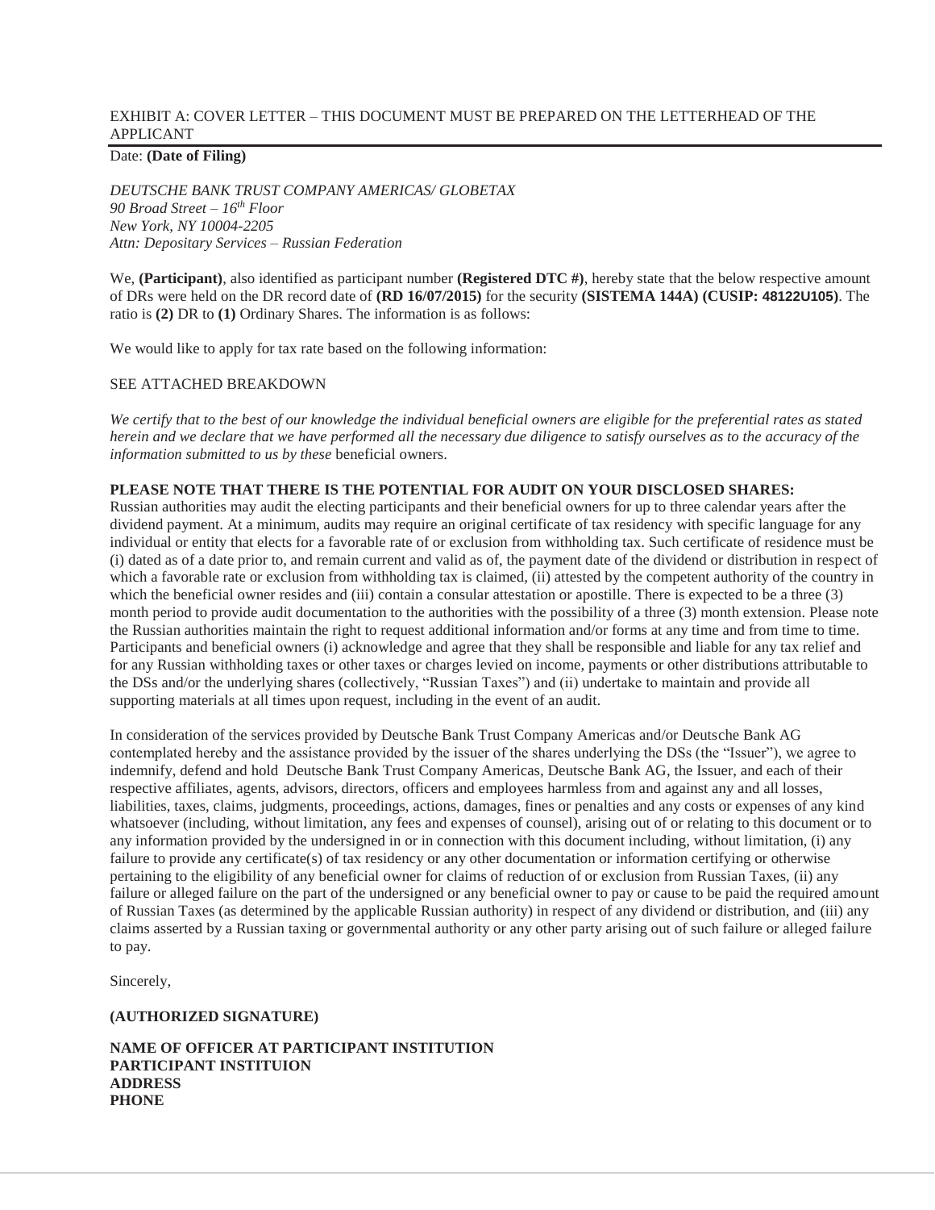EXHIBIT A: COVER LETTER – THIS DOCUMENT MUST BE PREPARED ON THE LETTERHEAD OF THE APPLICANT

Date: **(Date of Filing)**

*DEUTSCHE BANK TRUST COMPANY AMERICAS/ GLOBETAX*
*90 Broad Street – 16th Floor*
*New York, NY 10004-2205*
*Attn: Depositary Services – Russian Federation*

We, **(Participant)**, also identified as participant number **(Registered DTC #)**, hereby state that the below respective amount of DRs were held on the DR record date of **(RD 16/07/2015)** for the security **(SISTEMA 144A) (CUSIP: 48122U105)**. The ratio is **(2)** DR to **(1)** Ordinary Shares. The information is as follows:

We would like to apply for tax rate based on the following information:

SEE ATTACHED BREAKDOWN

*We certify that to the best of our knowledge the individual beneficial owners are eligible for the preferential rates as stated herein and we declare that we have performed all the necessary due diligence to satisfy ourselves as to the accuracy of the information submitted to us by these* beneficial owners.

**PLEASE NOTE THAT THERE IS THE POTENTIAL FOR AUDIT ON YOUR DISCLOSED SHARES:**
Russian authorities may audit the electing participants and their beneficial owners for up to three calendar years after the dividend payment. At a minimum, audits may require an original certificate of tax residency with specific language for any individual or entity that elects for a favorable rate of or exclusion from withholding tax. Such certificate of residence must be (i) dated as of a date prior to, and remain current and valid as of, the payment date of the dividend or distribution in respect of which a favorable rate or exclusion from withholding tax is claimed, (ii) attested by the competent authority of the country in which the beneficial owner resides and (iii) contain a consular attestation or apostille. There is expected to be a three (3) month period to provide audit documentation to the authorities with the possibility of a three (3) month extension. Please note the Russian authorities maintain the right to request additional information and/or forms at any time and from time to time. Participants and beneficial owners (i) acknowledge and agree that they shall be responsible and liable for any tax relief and for any Russian withholding taxes or other taxes or charges levied on income, payments or other distributions attributable to the DSs and/or the underlying shares (collectively, "Russian Taxes") and (ii) undertake to maintain and provide all supporting materials at all times upon request, including in the event of an audit.

In consideration of the services provided by Deutsche Bank Trust Company Americas and/or Deutsche Bank AG contemplated hereby and the assistance provided by the issuer of the shares underlying the DSs (the "Issuer"), we agree to indemnify, defend and hold Deutsche Bank Trust Company Americas, Deutsche Bank AG, the Issuer, and each of their respective affiliates, agents, advisors, directors, officers and employees harmless from and against any and all losses, liabilities, taxes, claims, judgments, proceedings, actions, damages, fines or penalties and any costs or expenses of any kind whatsoever (including, without limitation, any fees and expenses of counsel), arising out of or relating to this document or to any information provided by the undersigned in or in connection with this document including, without limitation, (i) any failure to provide any certificate(s) of tax residency or any other documentation or information certifying or otherwise pertaining to the eligibility of any beneficial owner for claims of reduction of or exclusion from Russian Taxes, (ii) any failure or alleged failure on the part of the undersigned or any beneficial owner to pay or cause to be paid the required amount of Russian Taxes (as determined by the applicable Russian authority) in respect of any dividend or distribution, and (iii) any claims asserted by a Russian taxing or governmental authority or any other party arising out of such failure or alleged failure to pay.

Sincerely,

**(AUTHORIZED SIGNATURE)**

**NAME OF OFFICER AT PARTICIPANT INSTITUTION**
**PARTICIPANT INSTITUION**
**ADDRESS**
**PHONE**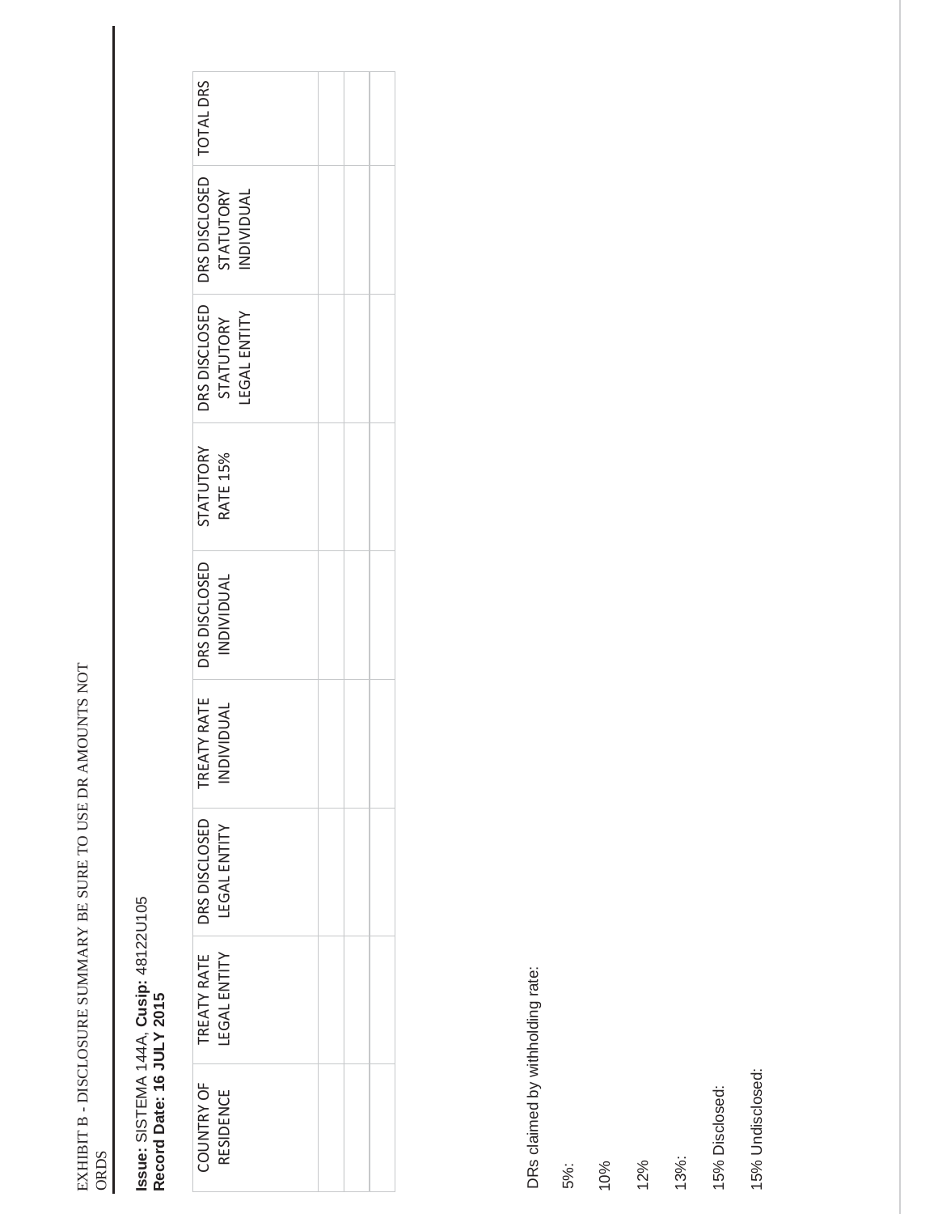EXHIBIT B - DISCLOSURE SUMMARY BE SURE TO USE DR AMOUNTS NOT ORDS

**Issue:** SISTEMA 144A, **Cusip:** 48122U105
**Record Date: 16 JULY 2015**

| COUNTRY OF RESIDENCE | TREATY RATE LEGAL ENTITY | DRS DISCLOSED LEGAL ENTITY | TREATY RATE INDIVIDUAL | DRS DISCLOSED INDIVIDUAL | STATUTORY RATE 15% | DRS DISCLOSED STATUTORY LEGAL ENTITY | DRS DISCLOSED STATUTORY INDIVIDUAL | TOTAL DRS |
|---|---|---|---|---|---|---|---|---|
| | | | | | | | | |
| | | | | | | | | |
| | | | | | | | | |

DRs claimed by withholding rate:

5%:

10%

12%

13%:

15% Disclosed:

15% Undisclosed: